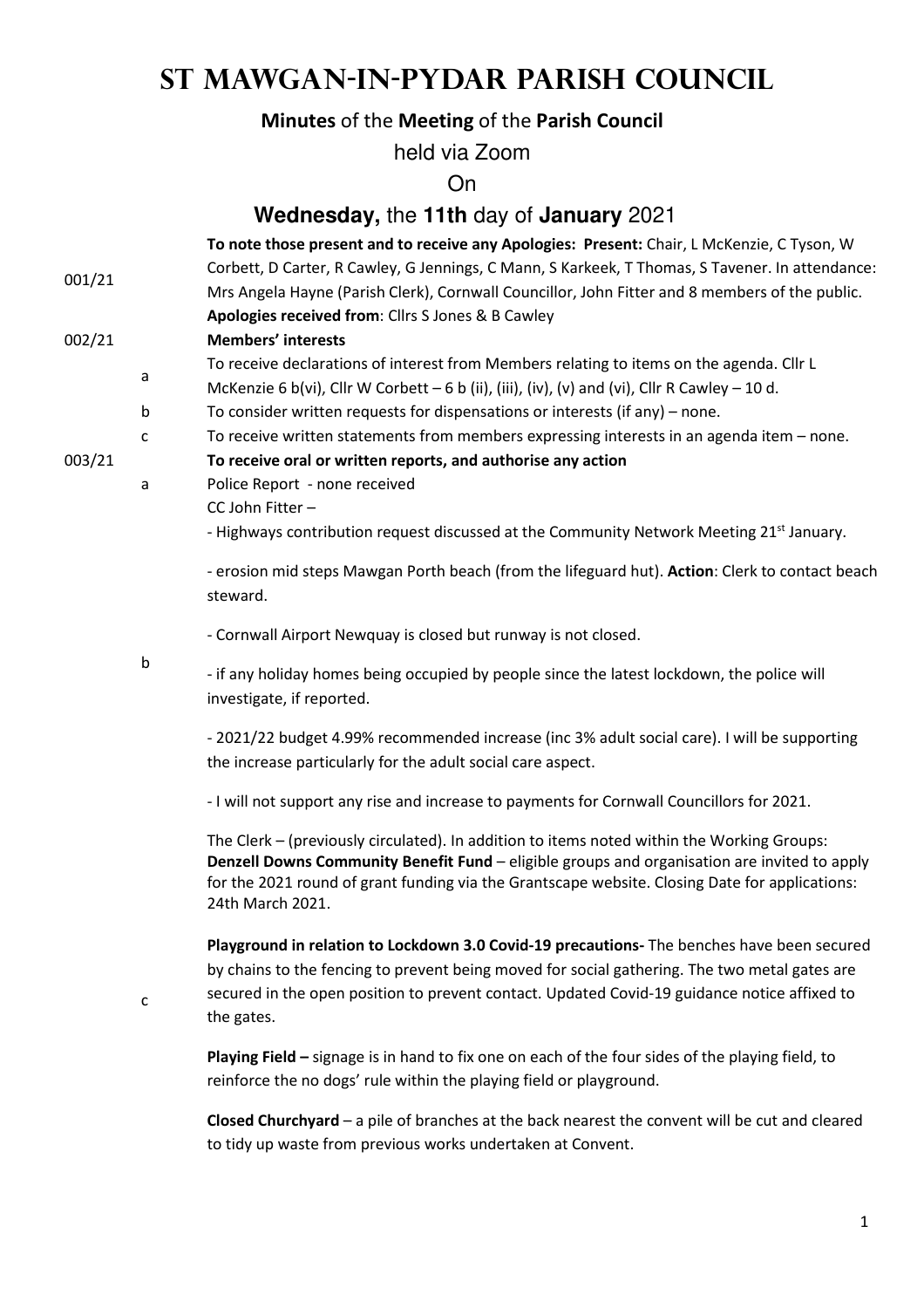# ST MAWGAN-IN-PYDAR PARISH COUNCIL

**Minutes** of the **Meeting** of the **Parish Council**

held via Zoom

On

**Wednesday,** the **11th** day of **January** 2021

**001/21** **To note those present and to receive any Apologies: Present:** Chair, L McKenzie, C Tyson, W Corbett, D Carter, R Cawley, G Jennings, C Mann, S Karkeek, T Thomas, S Tavener. In attendance: Mrs Angela Hayne (Parish Clerk), Cornwall Councillor, John Fitter and 8 members of the public. **Apologies received from**: Cllrs S Jones & B Cawley

**002/21** **Members' interests**

a. To receive declarations of interest from Members relating to items on the agenda. Cllr L McKenzie 6 b(vi), Cllr W Corbett – 6 b (ii), (iii), (iv), (v) and (vi), Cllr R Cawley – 10 d.

b. To consider written requests for dispensations or interests (if any) – none.

c. To receive written statements from members expressing interests in an agenda item – none.

**003/21** **To receive oral or written reports, and authorise any action**

a. Police Report - none received

b. CC John Fitter –

- Highways contribution request discussed at the Community Network Meeting 21st January.

- erosion mid steps Mawgan Porth beach (from the lifeguard hut). **Action**: Clerk to contact beach steward.

- Cornwall Airport Newquay is closed but runway is not closed.

- if any holiday homes being occupied by people since the latest lockdown, the police will investigate, if reported.

- 2021/22 budget 4.99% recommended increase (inc 3% adult social care). I will be supporting the increase particularly for the adult social care aspect.

- I will not support any rise and increase to payments for Cornwall Councillors for 2021.

c. The Clerk – (previously circulated). In addition to items noted within the Working Groups: **Denzell Downs Community Benefit Fund** – eligible groups and organisation are invited to apply for the 2021 round of grant funding via the Grantscape website. Closing Date for applications: 24th March 2021.

**Playground in relation to Lockdown 3.0 Covid-19 precautions-** The benches have been secured by chains to the fencing to prevent being moved for social gathering. The two metal gates are secured in the open position to prevent contact. Updated Covid-19 guidance notice affixed to the gates.

**Playing Field –** signage is in hand to fix one on each of the four sides of the playing field, to reinforce the no dogs' rule within the playing field or playground.

**Closed Churchyard** – a pile of branches at the back nearest the convent will be cut and cleared to tidy up waste from previous works undertaken at Convent.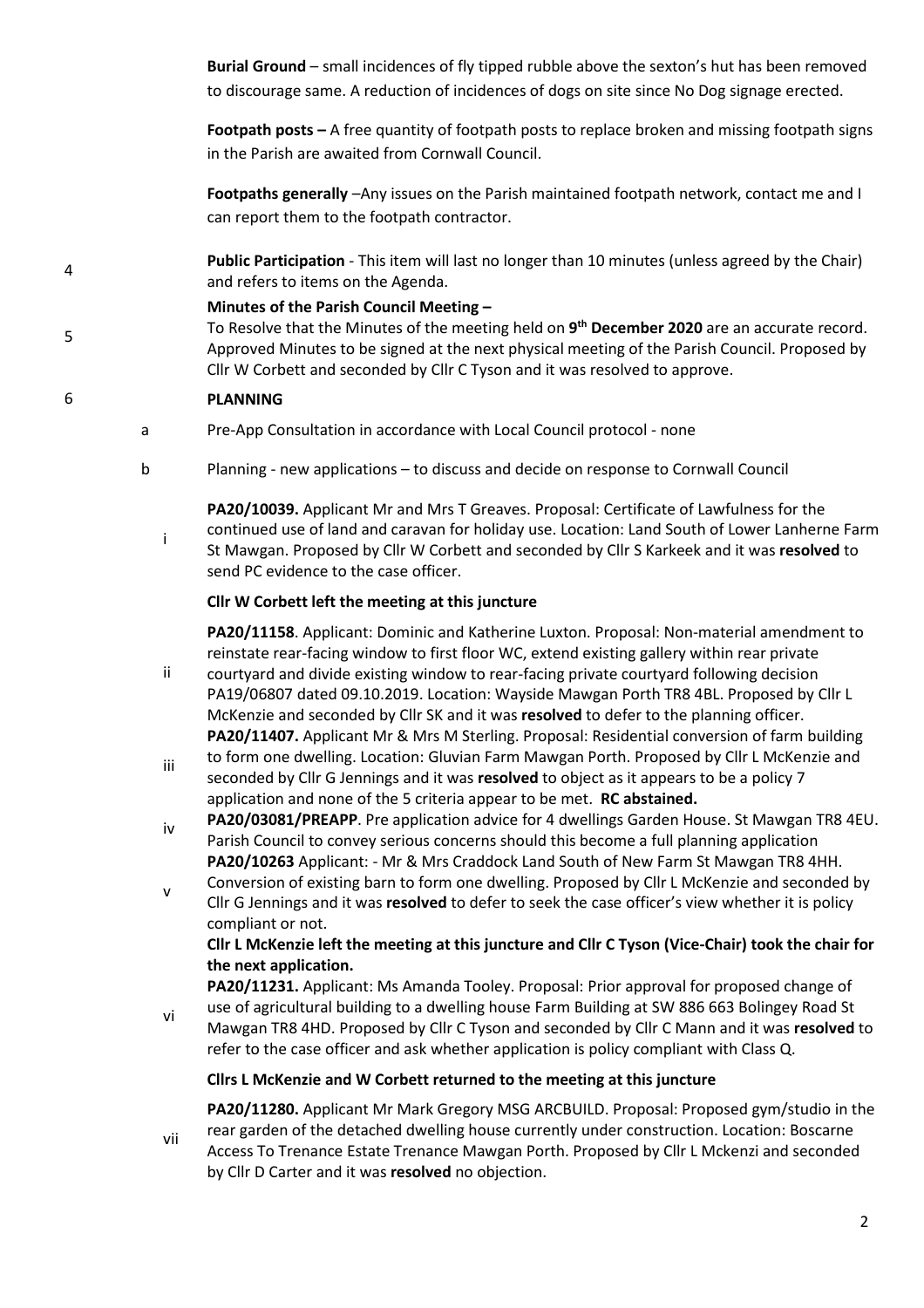**Burial Ground** – small incidences of fly tipped rubble above the sexton's hut has been removed to discourage same. A reduction of incidences of dogs on site since No Dog signage erected.

**Footpath posts –** A free quantity of footpath posts to replace broken and missing footpath signs in the Parish are awaited from Cornwall Council.

**Footpaths generally** –Any issues on the Parish maintained footpath network, contact me and I can report them to the footpath contractor.

4 **Public Participation** - This item will last no longer than 10 minutes (unless agreed by the Chair) and refers to items on the Agenda.

5 **Minutes of the Parish Council Meeting –**

To Resolve that the Minutes of the meeting held on **9th December 2020** are an accurate record. Approved Minutes to be signed at the next physical meeting of the Parish Council. Proposed by Cllr W Corbett and seconded by Cllr C Tyson and it was resolved to approve.

6 **PLANNING**

a. Pre-App Consultation in accordance with Local Council protocol - none

b. Planning - new applications – to discuss and decide on response to Cornwall Council

i. **PA20/10039.** Applicant Mr and Mrs T Greaves. Proposal: Certificate of Lawfulness for the continued use of land and caravan for holiday use. Location: Land South of Lower Lanherne Farm St Mawgan. Proposed by Cllr W Corbett and seconded by Cllr S Karkeek and it was **resolved** to send PC evidence to the case officer.

**Cllr W Corbett left the meeting at this juncture**

ii. **PA20/11158**. Applicant: Dominic and Katherine Luxton. Proposal: Non-material amendment to reinstate rear-facing window to first floor WC, extend existing gallery within rear private courtyard and divide existing window to rear-facing private courtyard following decision PA19/06807 dated 09.10.2019. Location: Wayside Mawgan Porth TR8 4BL. Proposed by Cllr L McKenzie and seconded by Cllr SK and it was **resolved** to defer to the planning officer.

iii. **PA20/11407.** Applicant Mr & Mrs M Sterling. Proposal: Residential conversion of farm building to form one dwelling. Location: Gluvian Farm Mawgan Porth. Proposed by Cllr L McKenzie and seconded by Cllr G Jennings and it was **resolved** to object as it appears to be a policy 7 application and none of the 5 criteria appear to be met. **RC abstained.**

iv. **PA20/03081/PREAPP**. Pre application advice for 4 dwellings Garden House. St Mawgan TR8 4EU. Parish Council to convey serious concerns should this become a full planning application

v. **PA20/10263** Applicant: - Mr & Mrs Craddock Land South of New Farm St Mawgan TR8 4HH. Conversion of existing barn to form one dwelling. Proposed by Cllr L McKenzie and seconded by Cllr G Jennings and it was **resolved** to defer to seek the case officer's view whether it is policy compliant or not.

**Cllr L McKenzie left the meeting at this juncture and Cllr C Tyson (Vice-Chair) took the chair for the next application.**

vi. **PA20/11231.** Applicant: Ms Amanda Tooley. Proposal: Prior approval for proposed change of use of agricultural building to a dwelling house Farm Building at SW 886 663 Bolingey Road St Mawgan TR8 4HD. Proposed by Cllr C Tyson and seconded by Cllr C Mann and it was **resolved** to refer to the case officer and ask whether application is policy compliant with Class Q.

**Cllrs L McKenzie and W Corbett returned to the meeting at this juncture**

vii. **PA20/11280.** Applicant Mr Mark Gregory MSG ARCBUILD. Proposal: Proposed gym/studio in the rear garden of the detached dwelling house currently under construction. Location: Boscarne Access To Trenance Estate Trenance Mawgan Porth. Proposed by Cllr L Mckenzi and seconded by Cllr D Carter and it was **resolved** no objection.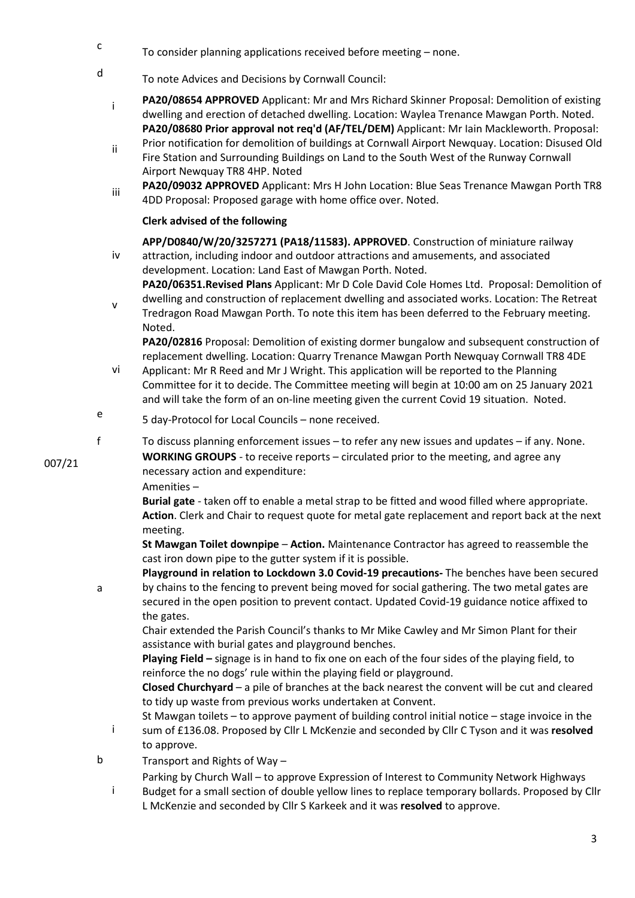c. To consider planning applications received before meeting – none.

d. To note Advices and Decisions by Cornwall Council:

i. **PA20/08654 APPROVED** Applicant: Mr and Mrs Richard Skinner Proposal: Demolition of existing dwelling and erection of detached dwelling. Location: Waylea Trenance Mawgan Porth. Noted.

ii. **PA20/08680 Prior approval not req'd (AF/TEL/DEM)** Applicant: Mr Iain Mackleworth. Proposal: Prior notification for demolition of buildings at Cornwall Airport Newquay. Location: Disused Old Fire Station and Surrounding Buildings on Land to the South West of the Runway Cornwall Airport Newquay TR8 4HP. Noted

iii. **PA20/09032 APPROVED** Applicant: Mrs H John Location: Blue Seas Trenance Mawgan Porth TR8 4DD Proposal: Proposed garage with home office over. Noted.

**Clerk advised of the following**

iv. **APP/D0840/W/20/3257271 (PA18/11583). APPROVED**. Construction of miniature railway attraction, including indoor and outdoor attractions and amusements, and associated development. Location: Land East of Mawgan Porth. Noted.

v. **PA20/06351.Revised Plans** Applicant: Mr D Cole David Cole Homes Ltd. Proposal: Demolition of dwelling and construction of replacement dwelling and associated works. Location: The Retreat Tredragon Road Mawgan Porth. To note this item has been deferred to the February meeting. Noted.

vi. **PA20/02816** Proposal: Demolition of existing dormer bungalow and subsequent construction of replacement dwelling. Location: Quarry Trenance Mawgan Porth Newquay Cornwall TR8 4DE Applicant: Mr R Reed and Mr J Wright. This application will be reported to the Planning Committee for it to decide. The Committee meeting will begin at 10:00 am on 25 January 2021 and will take the form of an on-line meeting given the current Covid 19 situation. Noted.

e. 5 day-Protocol for Local Councils – none received.

f. To discuss planning enforcement issues – to refer any new issues and updates – if any. None.

007/21 **WORKING GROUPS** - to receive reports – circulated prior to the meeting, and agree any necessary action and expenditure:

a. Amenities –

**Burial gate** - taken off to enable a metal strap to be fitted and wood filled where appropriate. **Action**. Clerk and Chair to request quote for metal gate replacement and report back at the next meeting.

**St Mawgan Toilet downpipe** – **Action.** Maintenance Contractor has agreed to reassemble the cast iron down pipe to the gutter system if it is possible.

**Playground in relation to Lockdown 3.0 Covid-19 precautions-** The benches have been secured by chains to the fencing to prevent being moved for social gathering. The two metal gates are secured in the open position to prevent contact. Updated Covid-19 guidance notice affixed to the gates.

Chair extended the Parish Council's thanks to Mr Mike Cawley and Mr Simon Plant for their assistance with burial gates and playground benches.

**Playing Field –** signage is in hand to fix one on each of the four sides of the playing field, to reinforce the no dogs' rule within the playing field or playground.

**Closed Churchyard** – a pile of branches at the back nearest the convent will be cut and cleared to tidy up waste from previous works undertaken at Convent.

i. St Mawgan toilets – to approve payment of building control initial notice – stage invoice in the sum of £136.08. Proposed by Cllr L McKenzie and seconded by Cllr C Tyson and it was **resolved** to approve.

b. Transport and Rights of Way –

i. Parking by Church Wall – to approve Expression of Interest to Community Network Highways Budget for a small section of double yellow lines to replace temporary bollards. Proposed by Cllr L McKenzie and seconded by Cllr S Karkeek and it was **resolved** to approve.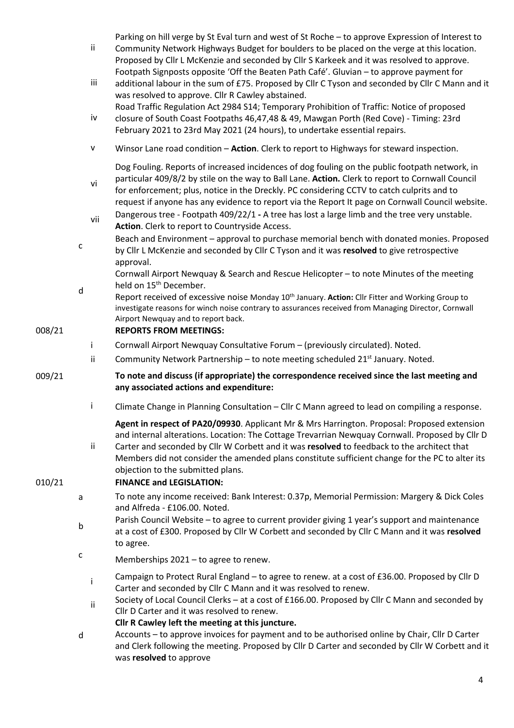ii Parking on hill verge by St Eval turn and west of St Roche – to approve Expression of Interest to Community Network Highways Budget for boulders to be placed on the verge at this location. Proposed by Cllr L McKenzie and seconded by Cllr S Karkeek and it was resolved to approve.

iii Footpath Signposts opposite 'Off the Beaten Path Café'. Gluvian – to approve payment for additional labour in the sum of £75. Proposed by Cllr C Tyson and seconded by Cllr C Mann and it was resolved to approve. Cllr R Cawley abstained.

iv Road Traffic Regulation Act 2984 S14; Temporary Prohibition of Traffic: Notice of proposed closure of South Coast Footpaths 46,47,48 & 49, Mawgan Porth (Red Cove) - Timing: 23rd February 2021 to 23rd May 2021 (24 hours), to undertake essential repairs.

v Winsor Lane road condition – **Action**. Clerk to report to Highways for steward inspection.

vi Dog Fouling. Reports of increased incidences of dog fouling on the public footpath network, in particular 409/8/2 by stile on the way to Ball Lane. **Action.** Clerk to report to Cornwall Council for enforcement; plus, notice in the Dreckly. PC considering CCTV to catch culprits and to request if anyone has any evidence to report via the Report It page on Cornwall Council website.

vii Dangerous tree - Footpath 409/22/1 **-** A tree has lost a large limb and the tree very unstable. **Action**. Clerk to report to Countryside Access.

c Beach and Environment – approval to purchase memorial bench with donated monies. Proposed by Cllr L McKenzie and seconded by Cllr C Tyson and it was **resolved** to give retrospective approval.

d Cornwall Airport Newquay & Search and Rescue Helicopter – to note Minutes of the meeting held on 15th December.
Report received of excessive noise Monday 10th January. **Action:** Cllr Fitter and Working Group to investigate reasons for winch noise contrary to assurances received from Managing Director, Cornwall Airport Newquay and to report back.

008/21 **REPORTS FROM MEETINGS:**

i Cornwall Airport Newquay Consultative Forum – (previously circulated). Noted.

ii Community Network Partnership – to note meeting scheduled 21st January. Noted.

009/21 **To note and discuss (if appropriate) the correspondence received since the last meeting and any associated actions and expenditure:**

i Climate Change in Planning Consultation – Cllr C Mann agreed to lead on compiling a response.

ii **Agent in respect of PA20/09930**. Applicant Mr & Mrs Harrington. Proposal: Proposed extension and internal alterations. Location: The Cottage Trevarrian Newquay Cornwall. Proposed by Cllr D Carter and seconded by Cllr W Corbett and it was **resolved** to feedback to the architect that Members did not consider the amended plans constitute sufficient change for the PC to alter its objection to the submitted plans.

010/21 **FINANCE and LEGISLATION:**

a To note any income received: Bank Interest: 0.37p, Memorial Permission: Margery & Dick Coles and Alfreda - £106.00. Noted.

b Parish Council Website – to agree to current provider giving 1 year's support and maintenance at a cost of £300. Proposed by Cllr W Corbett and seconded by Cllr C Mann and it was **resolved** to agree.

c Memberships 2021 – to agree to renew.

i Campaign to Protect Rural England – to agree to renew. at a cost of £36.00. Proposed by Cllr D Carter and seconded by Cllr C Mann and it was resolved to renew.

ii Society of Local Council Clerks – at a cost of £166.00. Proposed by Cllr C Mann and seconded by Cllr D Carter and it was resolved to renew.

**Cllr R Cawley left the meeting at this juncture.**

d Accounts – to approve invoices for payment and to be authorised online by Chair, Cllr D Carter and Clerk following the meeting. Proposed by Cllr D Carter and seconded by Cllr W Corbett and it was **resolved** to approve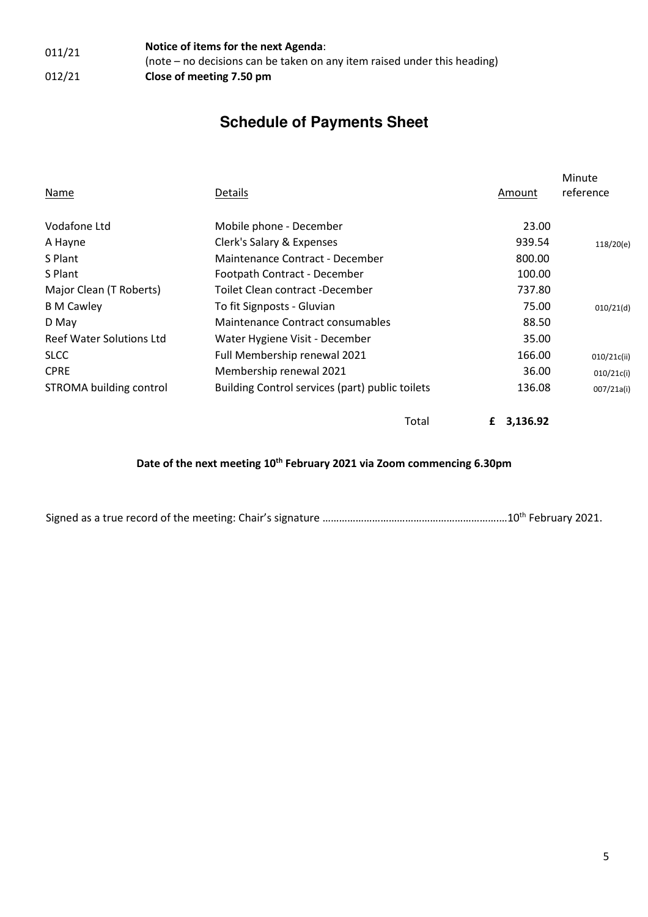011/21 **Notice of items for the next Agenda**:
(note – no decisions can be taken on any item raised under this heading)

012/21 **Close of meeting 7.50 pm**

## Schedule of Payments Sheet

| Name | Details | Amount | Minute reference |
|---|---|---|---|
| Vodafone Ltd | Mobile phone - December | 23.00 | |
| A Hayne | Clerk's Salary & Expenses | 939.54 | 118/20(e) |
| S Plant | Maintenance Contract - December | 800.00 | |
| S Plant | Footpath Contract - December | 100.00 | |
| Major Clean (T Roberts) | Toilet Clean contract -December | 737.80 | |
| B M Cawley | To fit Signposts - Gluvian | 75.00 | 010/21(d) |
| D May | Maintenance Contract consumables | 88.50 | |
| Reef Water Solutions Ltd | Water Hygiene Visit - December | 35.00 | |
| SLCC | Full Membership renewal 2021 | 166.00 | 010/21c(ii) |
| CPRE | Membership renewal 2021 | 36.00 | 010/21c(i) |
| STROMA building control | Building Control services (part) public toilets | 136.08 | 007/21a(i) |
| | Total | **£ 3,136.92** | |

**Date of the next meeting 10th February 2021 via Zoom commencing 6.30pm**

Signed as a true record of the meeting: Chair's signature …………………………………………………………10th February 2021.